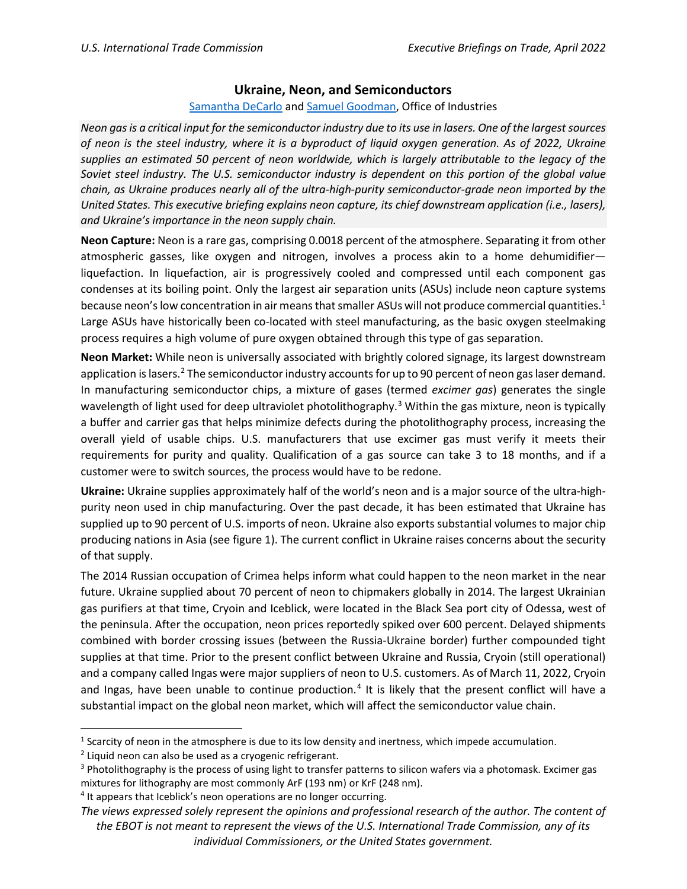# Ukraine, Neon, and Semiconductors

[Samantha DeCarlo](#) and [Samuel Goodman](#), Office of Industries

*Neon gas is a critical input for the semiconductor industry due to its use in lasers. One of the largest sources of neon is the steel industry, where it is a byproduct of liquid oxygen generation. As of 2022, Ukraine supplies an estimated 50 percent of neon worldwide, which is largely attributable to the legacy of the Soviet steel industry. The U.S. semiconductor industry is dependent on this portion of the global value chain, as Ukraine produces nearly all of the ultra-high-purity semiconductor-grade neon imported by the United States. This executive briefing explains neon capture, its chief downstream application (i.e., lasers), and Ukraine's importance in the neon supply chain.*

**Neon Capture:** Neon is a rare gas, comprising 0.0018 percent of the atmosphere. Separating it from other atmospheric gasses, like oxygen and nitrogen, involves a process akin to a home dehumidifier—liquefaction. In liquefaction, air is progressively cooled and compressed until each component gas condenses at its boiling point. Only the largest air separation units (ASUs) include neon capture systems because neon's low concentration in air means that smaller ASUs will not produce commercial quantities.[1] Large ASUs have historically been co-located with steel manufacturing, as the basic oxygen steelmaking process requires a high volume of pure oxygen obtained through this type of gas separation.

**Neon Market:** While neon is universally associated with brightly colored signage, its largest downstream application is lasers.[2] The semiconductor industry accounts for up to 90 percent of neon gas laser demand. In manufacturing semiconductor chips, a mixture of gases (termed *excimer gas*) generates the single wavelength of light used for deep ultraviolet photolithography.[3] Within the gas mixture, neon is typically a buffer and carrier gas that helps minimize defects during the photolithography process, increasing the overall yield of usable chips. U.S. manufacturers that use excimer gas must verify it meets their requirements for purity and quality. Qualification of a gas source can take 3 to 18 months, and if a customer were to switch sources, the process would have to be redone.

**Ukraine:** Ukraine supplies approximately half of the world's neon and is a major source of the ultra-high-purity neon used in chip manufacturing. Over the past decade, it has been estimated that Ukraine has supplied up to 90 percent of U.S. imports of neon. Ukraine also exports substantial volumes to major chip producing nations in Asia (see figure 1). The current conflict in Ukraine raises concerns about the security of that supply.

The 2014 Russian occupation of Crimea helps inform what could happen to the neon market in the near future. Ukraine supplied about 70 percent of neon to chipmakers globally in 2014. The largest Ukrainian gas purifiers at that time, Cryoin and Iceblick, were located in the Black Sea port city of Odessa, west of the peninsula. After the occupation, neon prices reportedly spiked over 600 percent. Delayed shipments combined with border crossing issues (between the Russia-Ukraine border) further compounded tight supplies at that time. Prior to the present conflict between Ukraine and Russia, Cryoin (still operational) and a company called Ingas were major suppliers of neon to U.S. customers. As of March 11, 2022, Cryoin and Ingas, have been unable to continue production.[4] It is likely that the present conflict will have a substantial impact on the global neon market, which will affect the semiconductor value chain.

---

[1] Scarcity of neon in the atmosphere is due to its low density and inertness, which impede accumulation.

[2] Liquid neon can also be used as a cryogenic refrigerant.

[3] Photolithography is the process of using light to transfer patterns to silicon wafers via a photomask. Excimer gas mixtures for lithography are most commonly ArF (193 nm) or KrF (248 nm).

[4] It appears that Iceblick's neon operations are no longer occurring.

*The views expressed solely represent the opinions and professional research of the author. The content of the EBOT is not meant to represent the views of the U.S. International Trade Commission, any of its individual Commissioners, or the United States government.*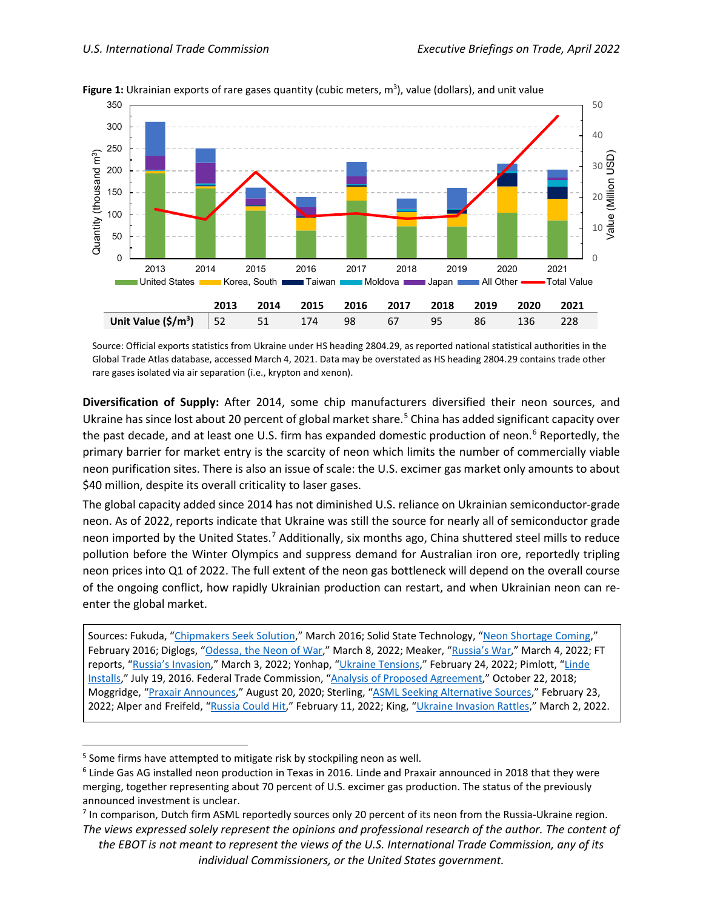**Figure 1:** Ukrainian exports of rare gases quantity (cubic meters, m$^3$), value (dollars), and unit value

Quantity (thousand m$^3$)

350
300
250
200
150
100
50
0

Value (Million USD)

50
40
30
20
10
0

2013 2014 2015 2016 2017 2018 2019 2020 2021

United States, Korea, South, Taiwan, Moldova, Japan, All Other, Total Value

| | 2013 | 2014 | 2015 | 2016 | 2017 | 2018 | 2019 | 2020 | 2021 |
|---|---|---|---|---|---|---|---|---|---|
| Unit Value ($/m$^3$) | 52 | 51 | 174 | 98 | 67 | 95 | 86 | 136 | 228 |

Source: Official exports statistics from Ukraine under HS heading 2804.29, as reported national statistical authorities in the Global Trade Atlas database, accessed March 4, 2021. Data may be overstated as HS heading 2804.29 contains trade other rare gases isolated via air separation (i.e., krypton and xenon).

**Diversification of Supply:** After 2014, some chip manufacturers diversified their neon sources, and Ukraine has since lost about 20 percent of global market share.[5] China has added significant capacity over the past decade, and at least one U.S. firm has expanded domestic production of neon.[6] Reportedly, the primary barrier for market entry is the scarcity of neon which limits the number of commercially viable neon purification sites. There is also an issue of scale: the U.S. excimer gas market only amounts to about $40 million, despite its overall criticality to laser gases.

The global capacity added since 2014 has not diminished U.S. reliance on Ukrainian semiconductor-grade neon. As of 2022, reports indicate that Ukraine was still the source for nearly all of semiconductor grade neon imported by the United States.[7] Additionally, six months ago, China shuttered steel mills to reduce pollution before the Winter Olympics and suppress demand for Australian iron ore, reportedly tripling neon prices into Q1 of 2022. The full extent of the neon gas bottleneck will depend on the overall course of the ongoing conflict, how rapidly Ukrainian production can restart, and when Ukrainian neon can re-enter the global market.

Sources: Fukuda, "Chipmakers Seek Solution," March 2016; Solid State Technology, "Neon Shortage Coming," February 2016; Diglogs, "Odessa, the Neon of War," March 8, 2022; Meaker, "Russia's War," March 4, 2022; FT reports, "Russia's Invasion," March 3, 2022; Yonhap, "Ukraine Tensions," February 24, 2022; Pimlott, "Linde Installs," July 19, 2016. Federal Trade Commission, "Analysis of Proposed Agreement," October 22, 2018; Moggridge, "Praxair Announces," August 20, 2020; Sterling, "ASML Seeking Alternative Sources," February 23, 2022; Alper and Freifeld, "Russia Could Hit," February 11, 2022; King, "Ukraine Invasion Rattles," March 2, 2022.

[5] Some firms have attempted to mitigate risk by stockpiling neon as well.

[6] Linde Gas AG installed neon production in Texas in 2016. Linde and Praxair announced in 2018 that they were merging, together representing about 70 percent of U.S. excimer gas production. The status of the previously announced investment is unclear.

[7] In comparison, Dutch firm ASML reportedly sources only 20 percent of its neon from the Russia-Ukraine region.

*The views expressed solely represent the opinions and professional research of the author. The content of the EBOT is not meant to represent the views of the U.S. International Trade Commission, any of its individual Commissioners, or the United States government.*